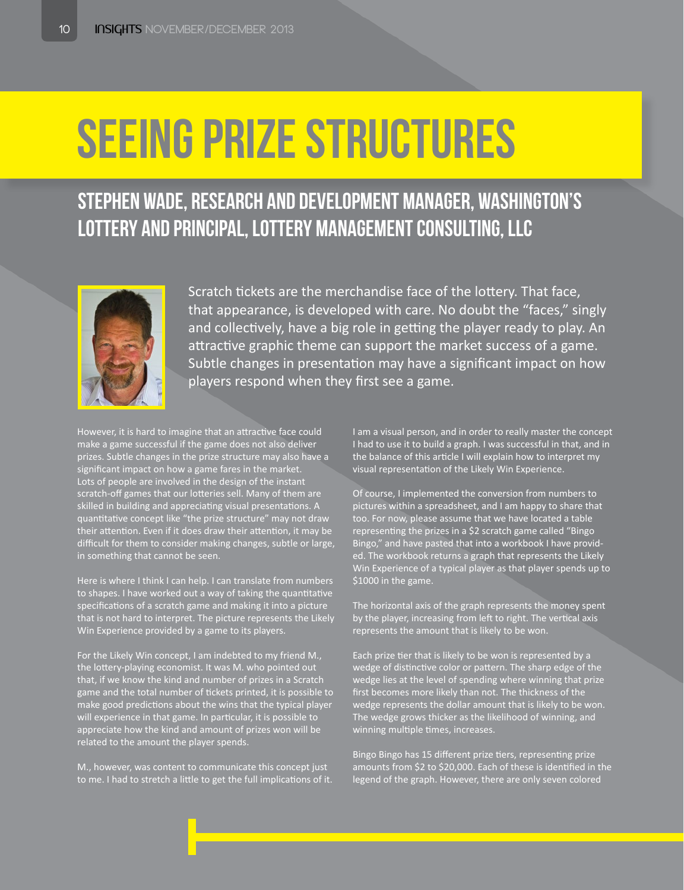# SEEING PRIZE STRUCTURES

## STEPHEN WADE, RESEARCH AND DEVELOPMENT MANAGER, WASHINGTON'S LOTTERY AND PRINCIPAL, LOTTERY MANAGEMENT CONSULTING, LLC

Scratch tickets are the merchandise face of the lottery. That face, that appearance, is developed with care. No doubt the "faces," singly and collectively, have a big role in getting the player ready to play. An attractive graphic theme can support the market success of a game. Subtle changes in presentation may have a significant impact on how players respond when they first see a game.

However, it is hard to imagine that an attractive face could make a game successful if the game does not also deliver prizes. Subtle changes in the prize structure may also have a significant impact on how a game fares in the market. Lots of people are involved in the design of the instant scratch-off games that our lotteries sell. Many of them are skilled in building and appreciating visual presentations. A quantitative concept like "the prize structure" may not draw their attention. Even if it does draw their attention, it may be difficult for them to consider making changes, subtle or large, in something that cannot be seen.

Here is where I think I can help. I can translate from numbers to shapes. I have worked out a way of taking the quantitative specifications of a scratch game and making it into a picture that is not hard to interpret. The picture represents the Likely Win Experience provided by a game to its players.

For the Likely Win concept, I am indebted to my friend M., the lottery-playing economist. It was M. who pointed out that, if we know the kind and number of prizes in a Scratch game and the total number of tickets printed, it is possible to make good predictions about the wins that the typical player will experience in that game. In particular, it is possible to appreciate how the kind and amount of prizes won will be related to the amount the player spends.

M., however, was content to communicate this concept just to me. I had to stretch a little to get the full implications of it. I am a visual person, and in order to really master the concept I had to use it to build a graph. I was successful in that, and in the balance of this article I will explain how to interpret my visual representation of the Likely Win Experience.

Of course, I implemented the conversion from numbers to pictures within a spreadsheet, and I am happy to share that too. For now, please assume that we have located a table representing the prizes in a $2 scratch game called "Bingo Bingo," and have pasted that into a workbook I have provided. The workbook returns a graph that represents the Likely Win Experience of a typical player as that player spends up to $1000 in the game.

The horizontal axis of the graph represents the money spent by the player, increasing from left to right. The vertical axis represents the amount that is likely to be won.

Each prize tier that is likely to be won is represented by a wedge of distinctive color or pattern. The sharp edge of the wedge lies at the level of spending where winning that prize first becomes more likely than not. The thickness of the wedge represents the dollar amount that is likely to be won. The wedge grows thicker as the likelihood of winning, and winning multiple times, increases.

Bingo Bingo has 15 different prize tiers, representing prize amounts from $2 to $20,000. Each of these is identified in the legend of the graph. However, there are only seven colored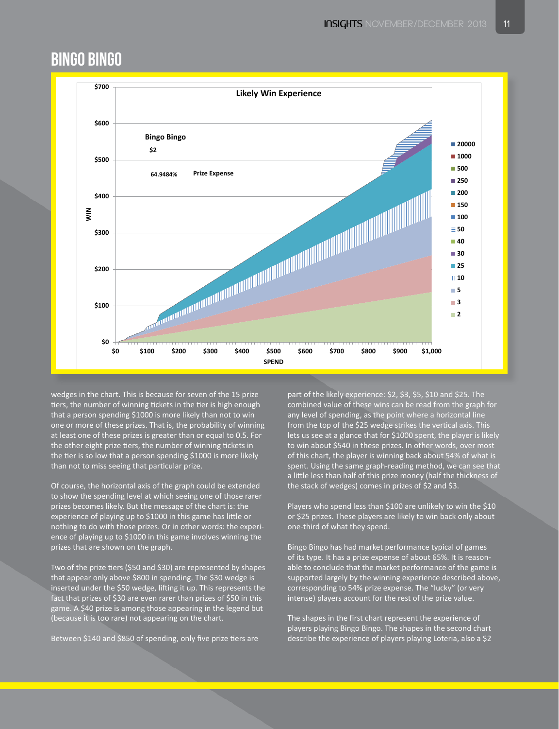# BINGO BINGO

wedges in the chart. This is because for seven of the 15 prize tiers, the number of winning tickets in the tier is high enough that a person spending $1000 is more likely than not to win one or more of these prizes. That is, the probability of winning at least one of these prizes is greater than or equal to 0.5. For the other eight prize tiers, the number of winning tickets in the tier is so low that a person spending $1000 is more likely than not to miss seeing that particular prize.

Of course, the horizontal axis of the graph could be extended to show the spending level at which seeing one of those rarer prizes becomes likely. But the message of the chart is: the experience of playing up to $1000 in this game has little or nothing to do with those prizes. Or in other words: the experience of playing up to $1000 in this game involves winning the prizes that are shown on the graph.

Two of the prize tiers ($50 and $30) are represented by shapes that appear only above $800 in spending. The $30 wedge is inserted under the $50 wedge, lifting it up. This represents the fact that prizes of $30 are even rarer than prizes of $50 in this game. A $40 prize is among those appearing in the legend but (because it is too rare) not appearing on the chart.

Between $140 and $850 of spending, only five prize tiers are part of the likely experience: $2, $3, $5, $10 and $25. The combined value of these wins can be read from the graph for any level of spending, as the point where a horizontal line from the top of the $25 wedge strikes the vertical axis. This lets us see at a glance that for $1000 spent, the player is likely to win about $540 in these prizes. In other words, over most of this chart, the player is winning back about 54% of what is spent. Using the same graph-reading method, we can see that a little less than half of this prize money (half the thickness of the stack of wedges) comes in prizes of $2 and $3.

Players who spend less than $100 are unlikely to win the $10 or $25 prizes. These players are likely to win back only about one-third of what they spend.

Bingo Bingo has had market performance typical of games of its type. It has a prize expense of about 65%. It is reasonable to conclude that the market performance of the game is supported largely by the winning experience described above, corresponding to 54% prize expense. The "lucky" (or very intense) players account for the rest of the prize value.

The shapes in the first chart represent the experience of players playing Bingo Bingo. The shapes in the second chart describe the experience of players playing Loteria, also a $2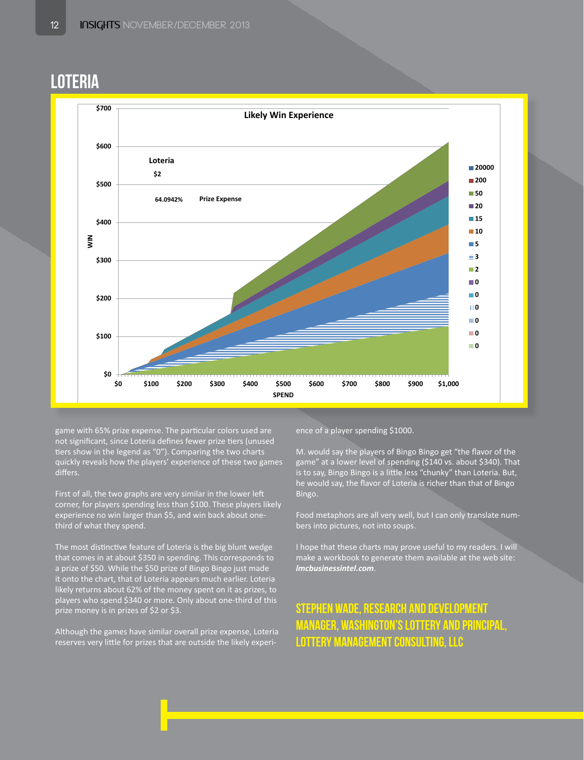## LOTERIA

Likely Win Experience

Loteria

$2

64.0942% Prize Expense

$700
$600
$500
$400
$300
$200
$100
$0

WIN

$0 $100 $200 $300 $400 $500 $600 $700 $800 $900 $1,000

SPEND

20000
200
50
20
15
10
5
3
2
0
0
0
0
0
0

game with 65% prize expense. The particular colors used are not significant, since Loteria defines fewer prize tiers (unused tiers show in the legend as "0"). Comparing the two charts quickly reveals how the players' experience of these two games differs.

First of all, the two graphs are very similar in the lower left corner, for players spending less than $100. These players likely experience no win larger than $5, and win back about one-third of what they spend.

The most distinctive feature of Loteria is the big blunt wedge that comes in at about $350 in spending. This corresponds to a prize of $50. While the $50 prize of Bingo Bingo just made it onto the chart, that of Loteria appears much earlier. Loteria likely returns about 62% of the money spent on it as prizes, to players who spend $340 or more. Only about one-third of this prize money is in prizes of $2 or $3.

Although the games have similar overall prize expense, Loteria reserves very little for prizes that are outside the likely experience of a player spending $1000.

M. would say the players of Bingo Bingo get "the flavor of the game" at a lower level of spending ($140 vs. about $340). That is to say, Bingo Bingo is a little less "chunky" than Loteria. But, he would say, the flavor of Loteria is richer than that of Bingo Bingo.

Food metaphors are all very well, but I can only translate numbers into pictures, not into soups.

I hope that these charts may prove useful to my readers. I will make a workbook to generate them available at the web site: ***lmcbusinessintel.com***.

**STEPHEN WADE, RESEARCH AND DEVELOPMENT MANAGER, WASHINGTON'S LOTTERY AND PRINCIPAL, LOTTERY MANAGEMENT CONSULTING, LLC**